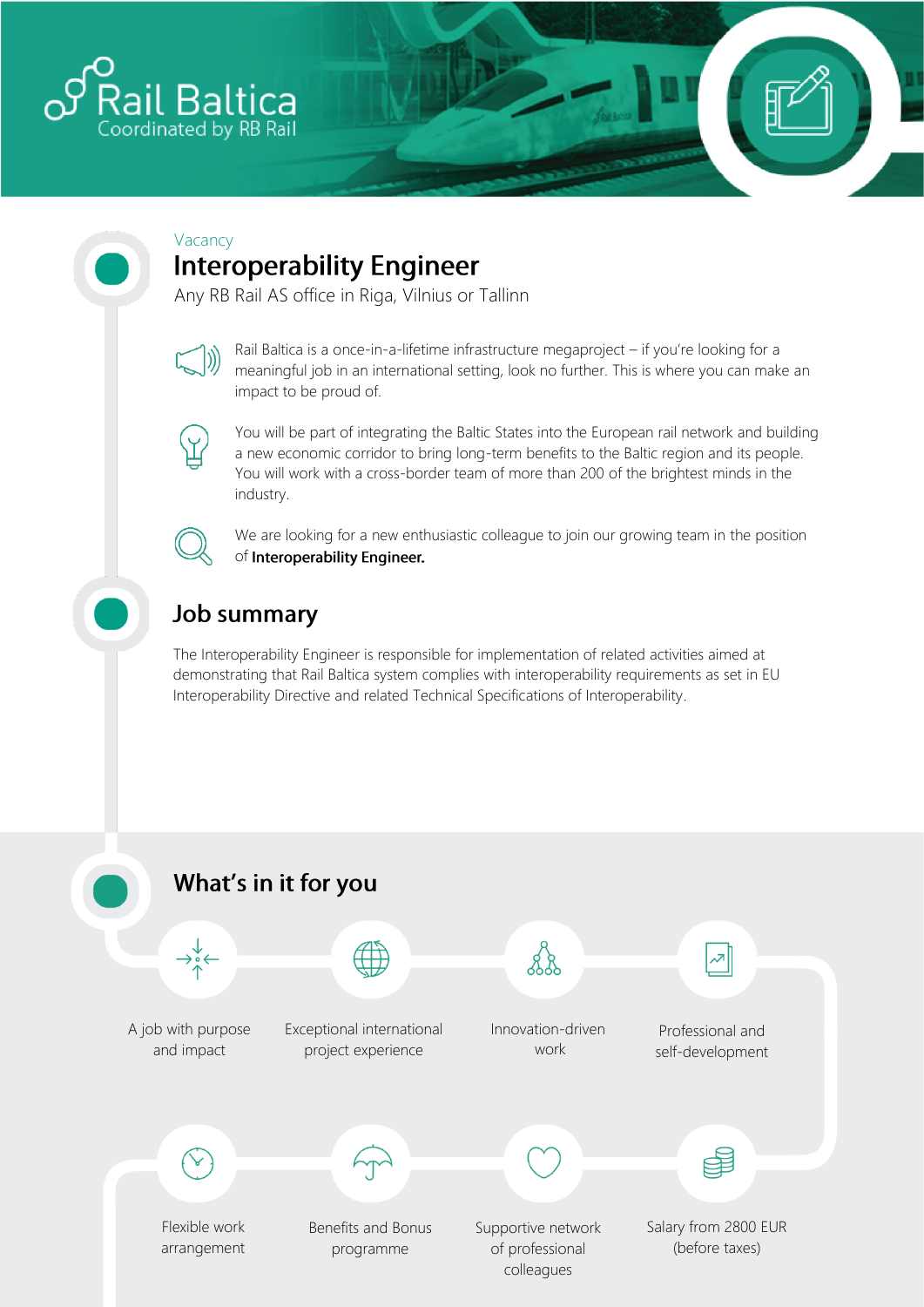Rail Baltica
Coordinated by RB Rail

Vacancy

# Interoperability Engineer

Any RB Rail AS office in Riga, Vilnius or Tallinn

Rail Baltica is a once-in-a-lifetime infrastructure megaproject – if you're looking for a meaningful job in an international setting, look no further. This is where you can make an impact to be proud of.

You will be part of integrating the Baltic States into the European rail network and building a new economic corridor to bring long-term benefits to the Baltic region and its people. You will work with a cross-border team of more than 200 of the brightest minds in the industry.

We are looking for a new enthusiastic colleague to join our growing team in the position of **Interoperability Engineer.**

## Job summary

The Interoperability Engineer is responsible for implementation of related activities aimed at demonstrating that Rail Baltica system complies with interoperability requirements as set in EU Interoperability Directive and related Technical Specifications of Interoperability.

## What's in it for you

- A job with purpose and impact
- Exceptional international project experience
- Innovation-driven work
- Professional and self-development
- Flexible work arrangement
- Benefits and Bonus programme
- Supportive network of professional colleagues
- Salary from 2800 EUR (before taxes)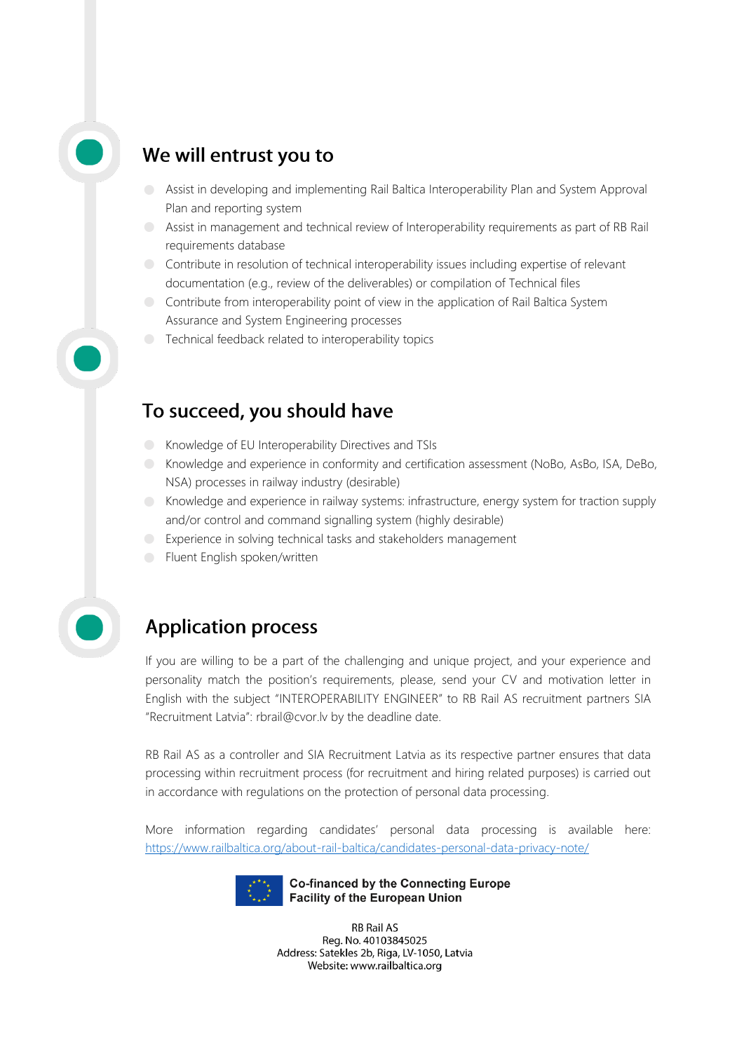## We will entrust you to

- Assist in developing and implementing Rail Baltica Interoperability Plan and System Approval Plan and reporting system
- Assist in management and technical review of Interoperability requirements as part of RB Rail requirements database
- Contribute in resolution of technical interoperability issues including expertise of relevant documentation (e.g., review of the deliverables) or compilation of Technical files
- Contribute from interoperability point of view in the application of Rail Baltica System Assurance and System Engineering processes
- Technical feedback related to interoperability topics

## To succeed, you should have

- Knowledge of EU Interoperability Directives and TSIs
- Knowledge and experience in conformity and certification assessment (NoBo, AsBo, ISA, DeBo, NSA) processes in railway industry (desirable)
- Knowledge and experience in railway systems: infrastructure, energy system for traction supply and/or control and command signalling system (highly desirable)
- Experience in solving technical tasks and stakeholders management
- Fluent English spoken/written

## Application process

If you are willing to be a part of the challenging and unique project, and your experience and personality match the position's requirements, please, send your CV and motivation letter in English with the subject "INTEROPERABILITY ENGINEER" to RB Rail AS recruitment partners SIA "Recruitment Latvia": rbrail@cvor.lv by the deadline date.

RB Rail AS as a controller and SIA Recruitment Latvia as its respective partner ensures that data processing within recruitment process (for recruitment and hiring related purposes) is carried out in accordance with regulations on the protection of personal data processing.

More information regarding candidates' personal data processing is available here: https://www.railbaltica.org/about-rail-baltica/candidates-personal-data-privacy-note/

**Co-financed by the Connecting Europe Facility of the European Union**

RB Rail AS
Reg. No. 40103845025
Address: Satekles 2b, Riga, LV-1050, Latvia
Website: www.railbaltica.org